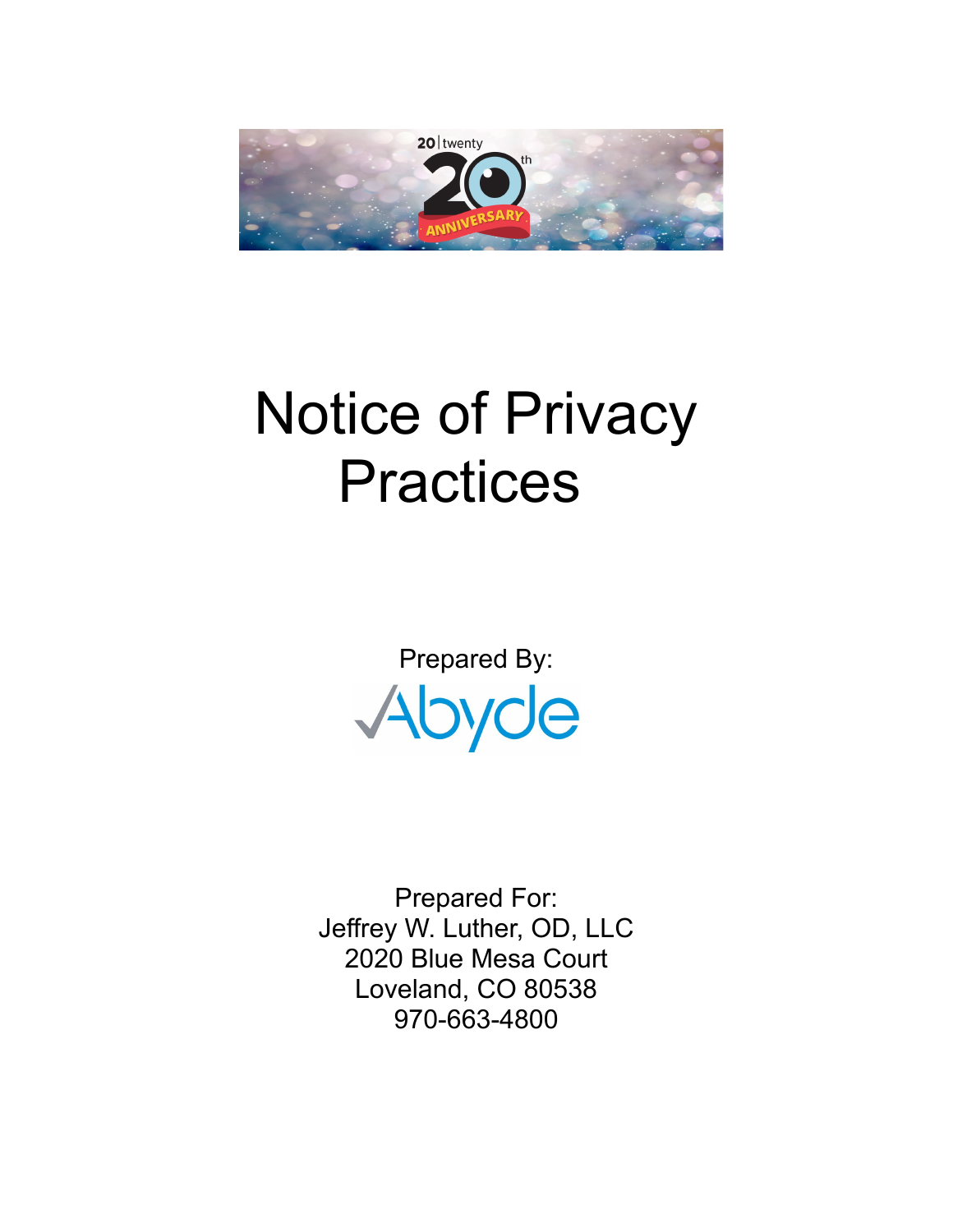# Notice of Privacy Practices

Prepared By:

Abyde

Prepared For:
Jeffrey W. Luther, OD, LLC
2020 Blue Mesa Court
Loveland, CO 80538
970-663-4800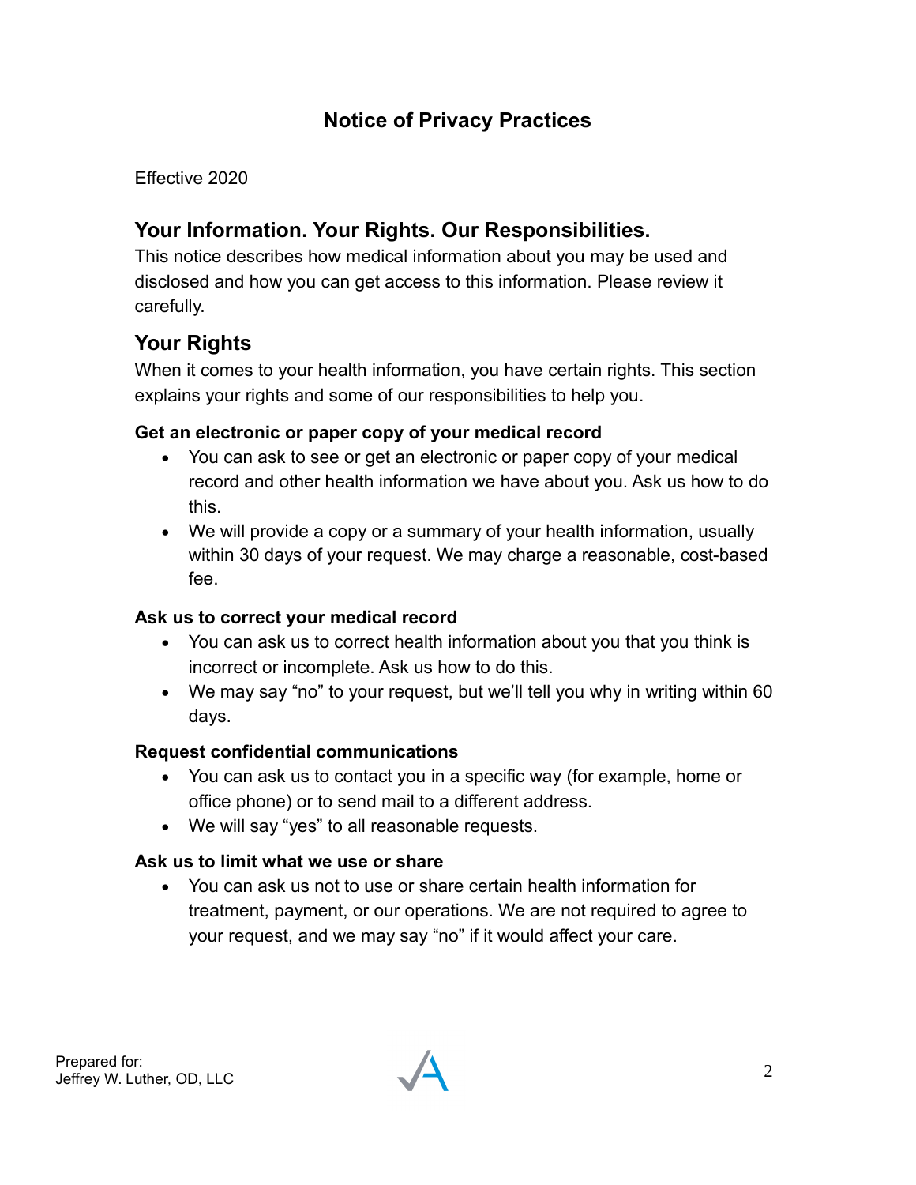# Notice of Privacy Practices

Effective 2020

## Your Information. Your Rights. Our Responsibilities.

This notice describes how medical information about you may be used and disclosed and how you can get access to this information. Please review it carefully.

## Your Rights

When it comes to your health information, you have certain rights. This section explains your rights and some of our responsibilities to help you.

**Get an electronic or paper copy of your medical record**

- You can ask to see or get an electronic or paper copy of your medical record and other health information we have about you. Ask us how to do this.
- We will provide a copy or a summary of your health information, usually within 30 days of your request. We may charge a reasonable, cost-based fee.

**Ask us to correct your medical record**

- You can ask us to correct health information about you that you think is incorrect or incomplete. Ask us how to do this.
- We may say "no" to your request, but we'll tell you why in writing within 60 days.

**Request confidential communications**

- You can ask us to contact you in a specific way (for example, home or office phone) or to send mail to a different address.
- We will say "yes" to all reasonable requests.

**Ask us to limit what we use or share**

- You can ask us not to use or share certain health information for treatment, payment, or our operations. We are not required to agree to your request, and we may say "no" if it would affect your care.

Prepared for:
Jeffrey W. Luther, OD, LLC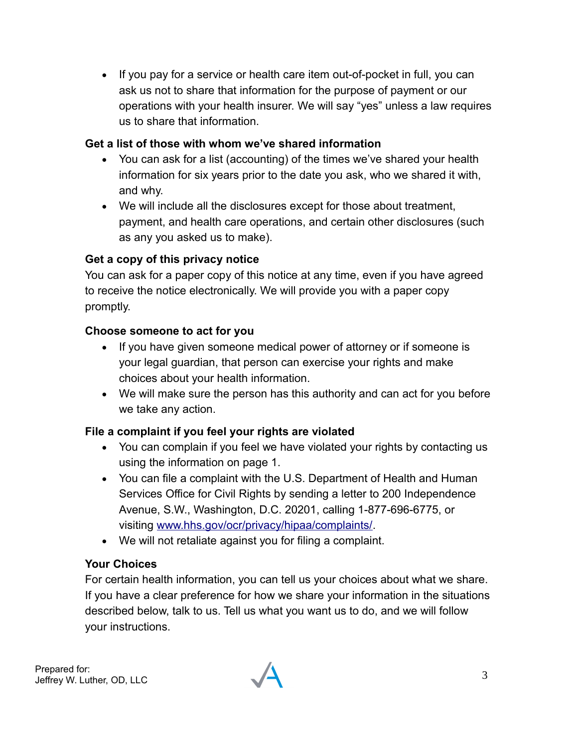- If you pay for a service or health care item out-of-pocket in full, you can ask us not to share that information for the purpose of payment or our operations with your health insurer. We will say "yes" unless a law requires us to share that information.

**Get a list of those with whom we've shared information**

- You can ask for a list (accounting) of the times we've shared your health information for six years prior to the date you ask, who we shared it with, and why.
- We will include all the disclosures except for those about treatment, payment, and health care operations, and certain other disclosures (such as any you asked us to make).

**Get a copy of this privacy notice**

You can ask for a paper copy of this notice at any time, even if you have agreed to receive the notice electronically. We will provide you with a paper copy promptly.

**Choose someone to act for you**

- If you have given someone medical power of attorney or if someone is your legal guardian, that person can exercise your rights and make choices about your health information.
- We will make sure the person has this authority and can act for you before we take any action.

**File a complaint if you feel your rights are violated**

- You can complain if you feel we have violated your rights by contacting us using the information on page 1.
- You can file a complaint with the U.S. Department of Health and Human Services Office for Civil Rights by sending a letter to 200 Independence Avenue, S.W., Washington, D.C. 20201, calling 1-877-696-6775, or visiting www.hhs.gov/ocr/privacy/hipaa/complaints/.
- We will not retaliate against you for filing a complaint.

**Your Choices**

For certain health information, you can tell us your choices about what we share. If you have a clear preference for how we share your information in the situations described below, talk to us. Tell us what you want us to do, and we will follow your instructions.

Prepared for:
Jeffrey W. Luther, OD, LLC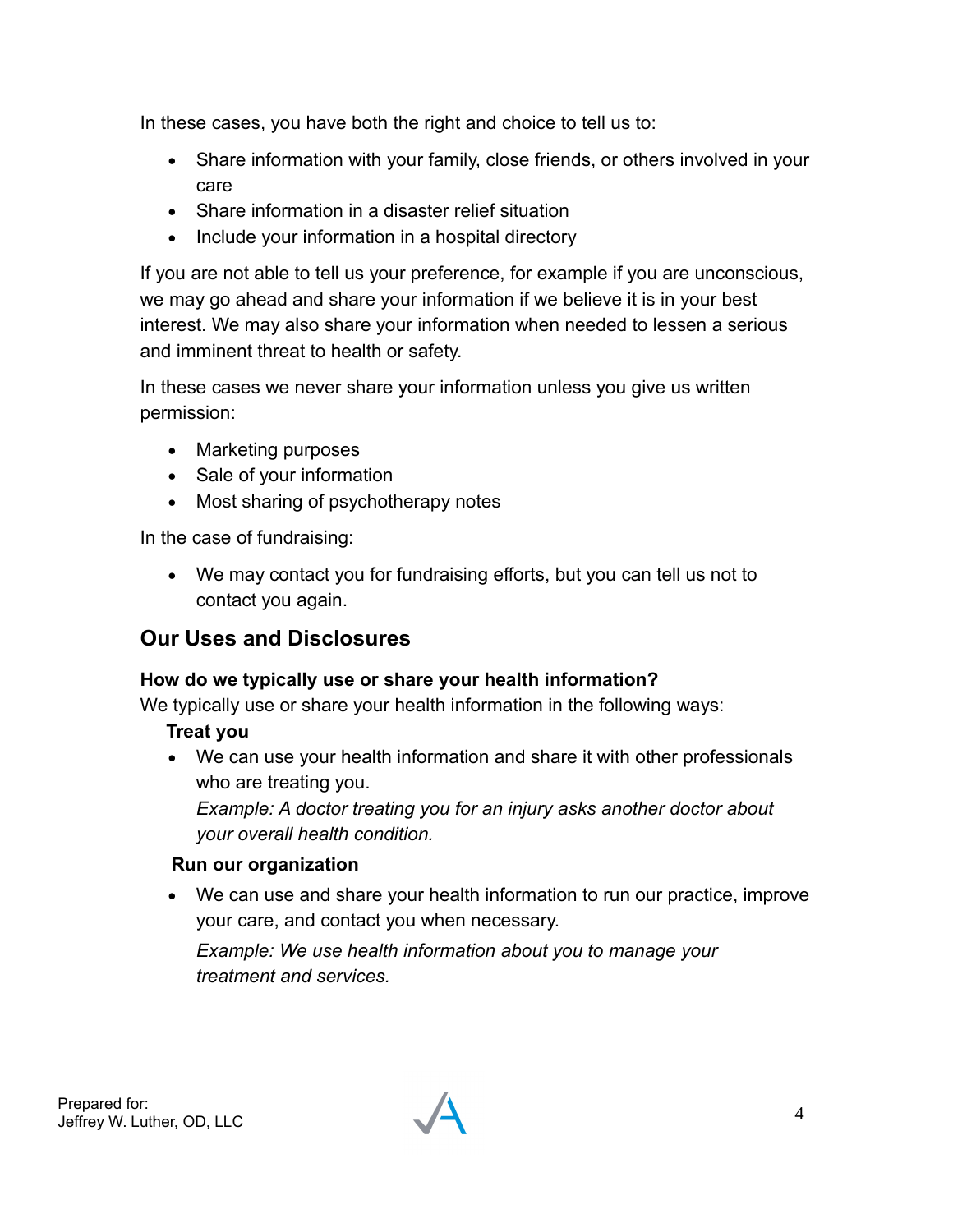In these cases, you have both the right and choice to tell us to:

- Share information with your family, close friends, or others involved in your care
- Share information in a disaster relief situation
- Include your information in a hospital directory

If you are not able to tell us your preference, for example if you are unconscious, we may go ahead and share your information if we believe it is in your best interest. We may also share your information when needed to lessen a serious and imminent threat to health or safety.

In these cases we never share your information unless you give us written permission:

- Marketing purposes
- Sale of your information
- Most sharing of psychotherapy notes

In the case of fundraising:

- We may contact you for fundraising efforts, but you can tell us not to contact you again.

## Our Uses and Disclosures

**How do we typically use or share your health information?**
We typically use or share your health information in the following ways:

**Treat you**

- We can use your health information and share it with other professionals who are treating you.
  *Example: A doctor treating you for an injury asks another doctor about your overall health condition.*

**Run our organization**

- We can use and share your health information to run our practice, improve your care, and contact you when necessary.

  *Example: We use health information about you to manage your treatment and services.*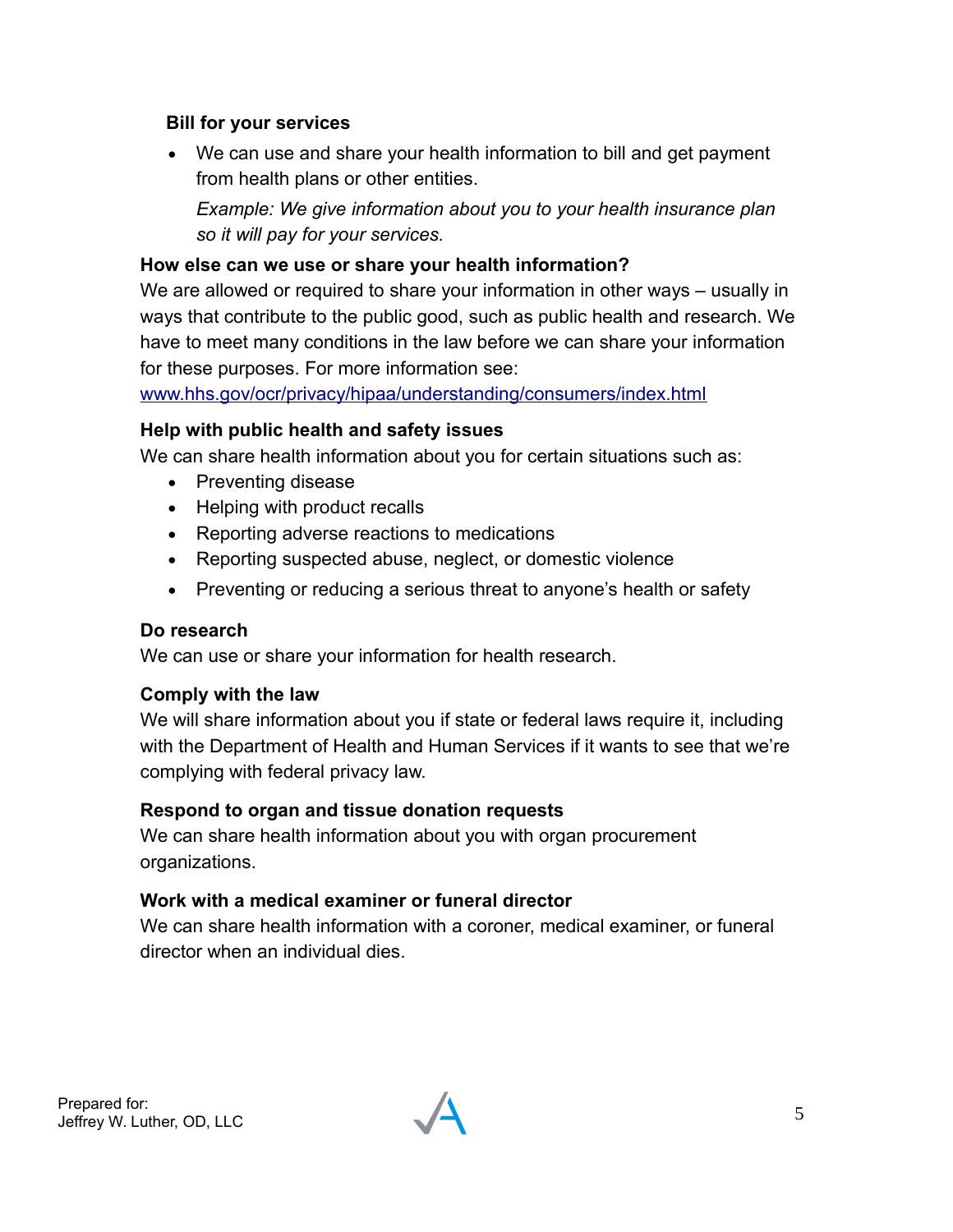**Bill for your services**

- We can use and share your health information to bill and get payment from health plans or other entities.

  *Example: We give information about you to your health insurance plan so it will pay for your services.*

**How else can we use or share your health information?**

We are allowed or required to share your information in other ways – usually in ways that contribute to the public good, such as public health and research. We have to meet many conditions in the law before we can share your information for these purposes. For more information see: www.hhs.gov/ocr/privacy/hipaa/understanding/consumers/index.html

**Help with public health and safety issues**

We can share health information about you for certain situations such as:

- Preventing disease
- Helping with product recalls
- Reporting adverse reactions to medications
- Reporting suspected abuse, neglect, or domestic violence
- Preventing or reducing a serious threat to anyone's health or safety

**Do research**

We can use or share your information for health research.

**Comply with the law**

We will share information about you if state or federal laws require it, including with the Department of Health and Human Services if it wants to see that we're complying with federal privacy law.

**Respond to organ and tissue donation requests**

We can share health information about you with organ procurement organizations.

**Work with a medical examiner or funeral director**

We can share health information with a coroner, medical examiner, or funeral director when an individual dies.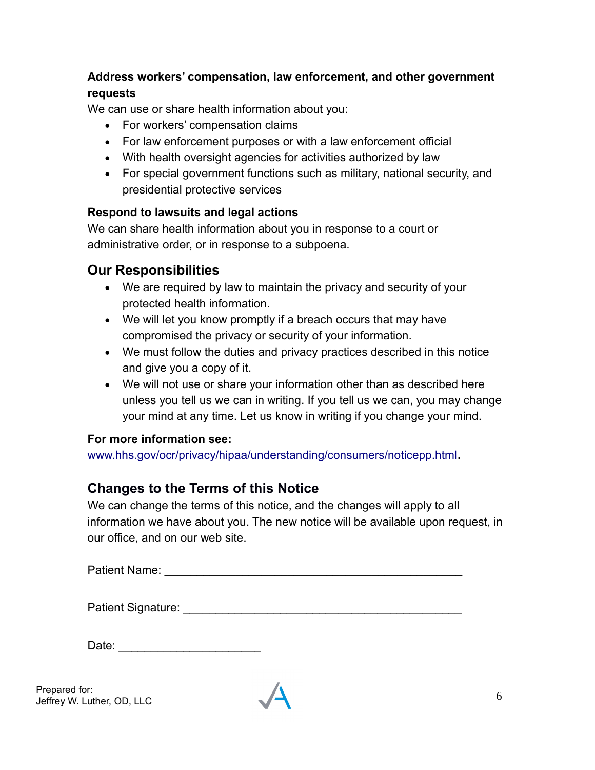**Address workers' compensation, law enforcement, and other government requests**

We can use or share health information about you:

- For workers' compensation claims
- For law enforcement purposes or with a law enforcement official
- With health oversight agencies for activities authorized by law
- For special government functions such as military, national security, and presidential protective services

**Respond to lawsuits and legal actions**

We can share health information about you in response to a court or administrative order, or in response to a subpoena.

## Our Responsibilities

- We are required by law to maintain the privacy and security of your protected health information.
- We will let you know promptly if a breach occurs that may have compromised the privacy or security of your information.
- We must follow the duties and privacy practices described in this notice and give you a copy of it.
- We will not use or share your information other than as described here unless you tell us we can in writing. If you tell us we can, you may change your mind at any time. Let us know in writing if you change your mind.

**For more information see:**
www.hhs.gov/ocr/privacy/hipaa/understanding/consumers/noticepp.html.

## Changes to the Terms of this Notice

We can change the terms of this notice, and the changes will apply to all information we have about you. The new notice will be available upon request, in our office, and on our web site.

Patient Name: ______________________________________________

Patient Signature: ___________________________________________

Date: ______________________

Prepared for:
Jeffrey W. Luther, OD, LLC